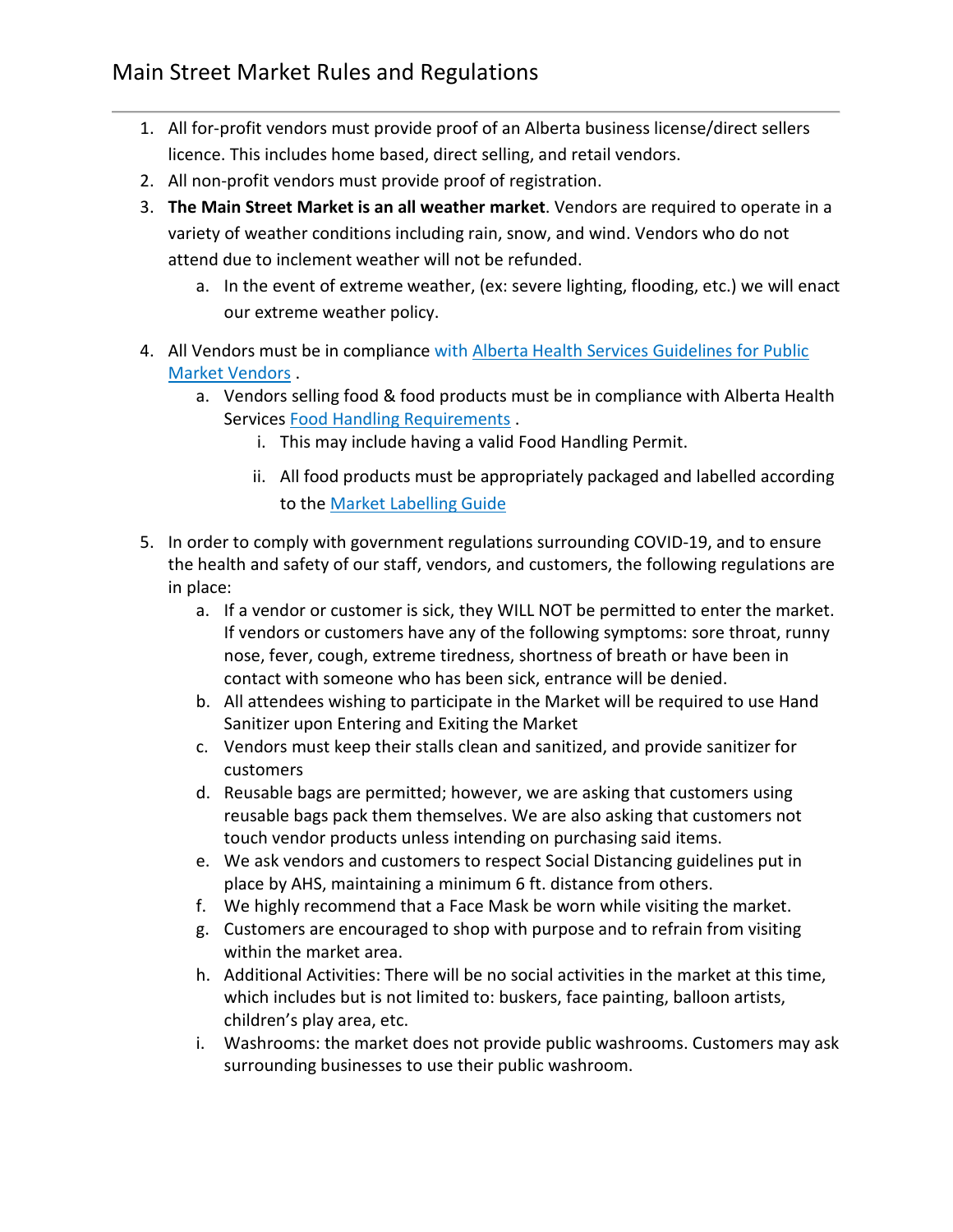# Main Street Market Rules and Regulations

1. All for-profit vendors must provide proof of an Alberta business license/direct sellers licence. This includes home based, direct selling, and retail vendors.
2. All non-profit vendors must provide proof of registration.
3. **The Main Street Market is an all weather market**. Vendors are required to operate in a variety of weather conditions including rain, snow, and wind. Vendors who do not attend due to inclement weather will not be refunded.
    a. In the event of extreme weather, (ex: severe lighting, flooding, etc.) we will enact our extreme weather policy.
4. All Vendors must be in compliance with Alberta Health Services Guidelines for Public Market Vendors .
    a. Vendors selling food & food products must be in compliance with Alberta Health Services Food Handling Requirements .
        i. This may include having a valid Food Handling Permit.
        ii. All food products must be appropriately packaged and labelled according to the Market Labelling Guide
5. In order to comply with government regulations surrounding COVID-19, and to ensure the health and safety of our staff, vendors, and customers, the following regulations are in place:
    a. If a vendor or customer is sick, they WILL NOT be permitted to enter the market. If vendors or customers have any of the following symptoms: sore throat, runny nose, fever, cough, extreme tiredness, shortness of breath or have been in contact with someone who has been sick, entrance will be denied.
    b. All attendees wishing to participate in the Market will be required to use Hand Sanitizer upon Entering and Exiting the Market
    c. Vendors must keep their stalls clean and sanitized, and provide sanitizer for customers
    d. Reusable bags are permitted; however, we are asking that customers using reusable bags pack them themselves. We are also asking that customers not touch vendor products unless intending on purchasing said items.
    e. We ask vendors and customers to respect Social Distancing guidelines put in place by AHS, maintaining a minimum 6 ft. distance from others.
    f. We highly recommend that a Face Mask be worn while visiting the market.
    g. Customers are encouraged to shop with purpose and to refrain from visiting within the market area.
    h. Additional Activities: There will be no social activities in the market at this time, which includes but is not limited to: buskers, face painting, balloon artists, children's play area, etc.
    i. Washrooms: the market does not provide public washrooms. Customers may ask surrounding businesses to use their public washroom.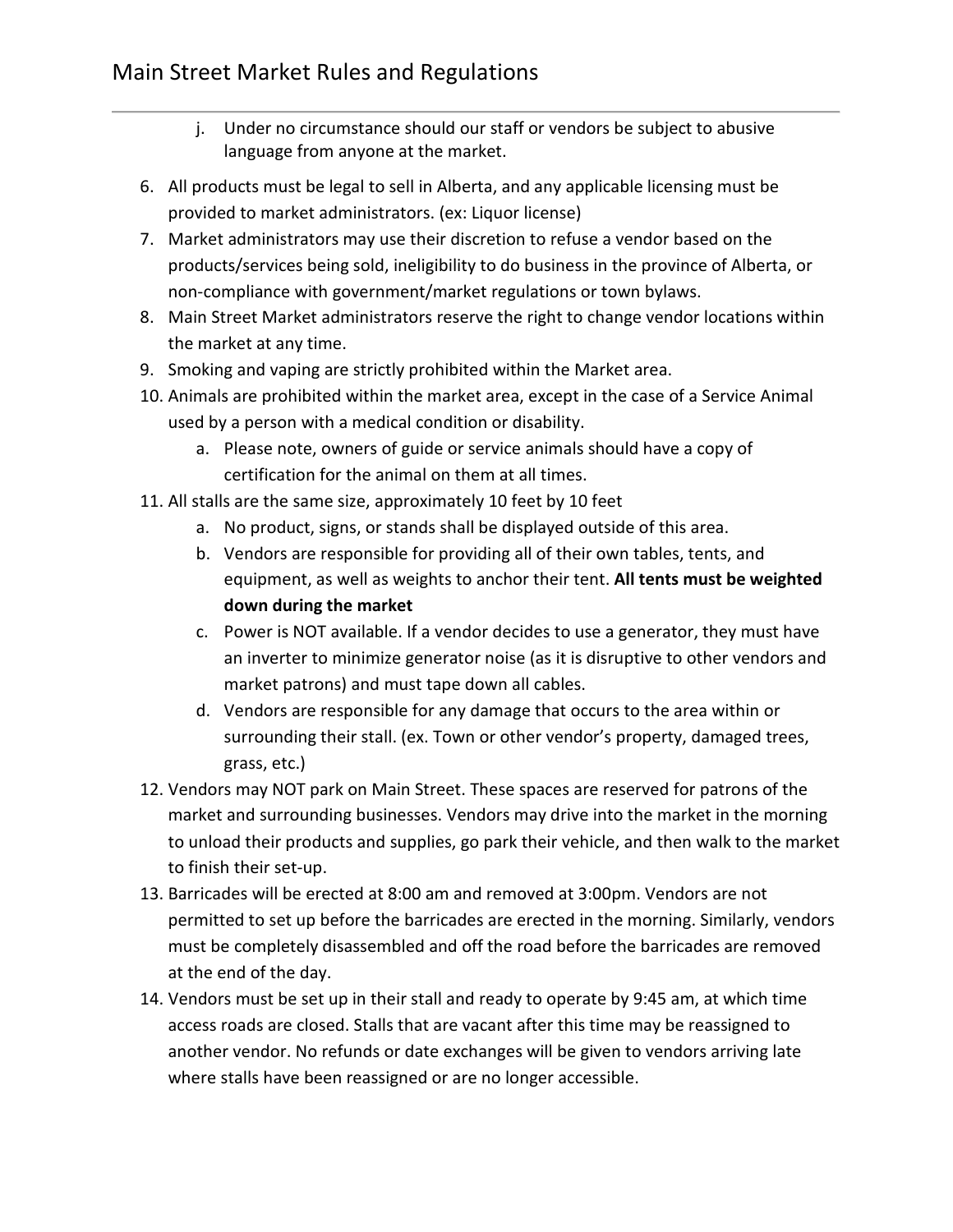j. Under no circumstance should our staff or vendors be subject to abusive language from anyone at the market.

6. All products must be legal to sell in Alberta, and any applicable licensing must be provided to market administrators. (ex: Liquor license)
7. Market administrators may use their discretion to refuse a vendor based on the products/services being sold, ineligibility to do business in the province of Alberta, or non-compliance with government/market regulations or town bylaws.
8. Main Street Market administrators reserve the right to change vendor locations within the market at any time.
9. Smoking and vaping are strictly prohibited within the Market area.
10. Animals are prohibited within the market area, except in the case of a Service Animal used by a person with a medical condition or disability.
    a. Please note, owners of guide or service animals should have a copy of certification for the animal on them at all times.
11. All stalls are the same size, approximately 10 feet by 10 feet
    a. No product, signs, or stands shall be displayed outside of this area.
    b. Vendors are responsible for providing all of their own tables, tents, and equipment, as well as weights to anchor their tent. **All tents must be weighted down during the market**
    c. Power is NOT available. If a vendor decides to use a generator, they must have an inverter to minimize generator noise (as it is disruptive to other vendors and market patrons) and must tape down all cables.
    d. Vendors are responsible for any damage that occurs to the area within or surrounding their stall. (ex. Town or other vendor's property, damaged trees, grass, etc.)
12. Vendors may NOT park on Main Street. These spaces are reserved for patrons of the market and surrounding businesses. Vendors may drive into the market in the morning to unload their products and supplies, go park their vehicle, and then walk to the market to finish their set-up.
13. Barricades will be erected at 8:00 am and removed at 3:00pm. Vendors are not permitted to set up before the barricades are erected in the morning. Similarly, vendors must be completely disassembled and off the road before the barricades are removed at the end of the day.
14. Vendors must be set up in their stall and ready to operate by 9:45 am, at which time access roads are closed. Stalls that are vacant after this time may be reassigned to another vendor. No refunds or date exchanges will be given to vendors arriving late where stalls have been reassigned or are no longer accessible.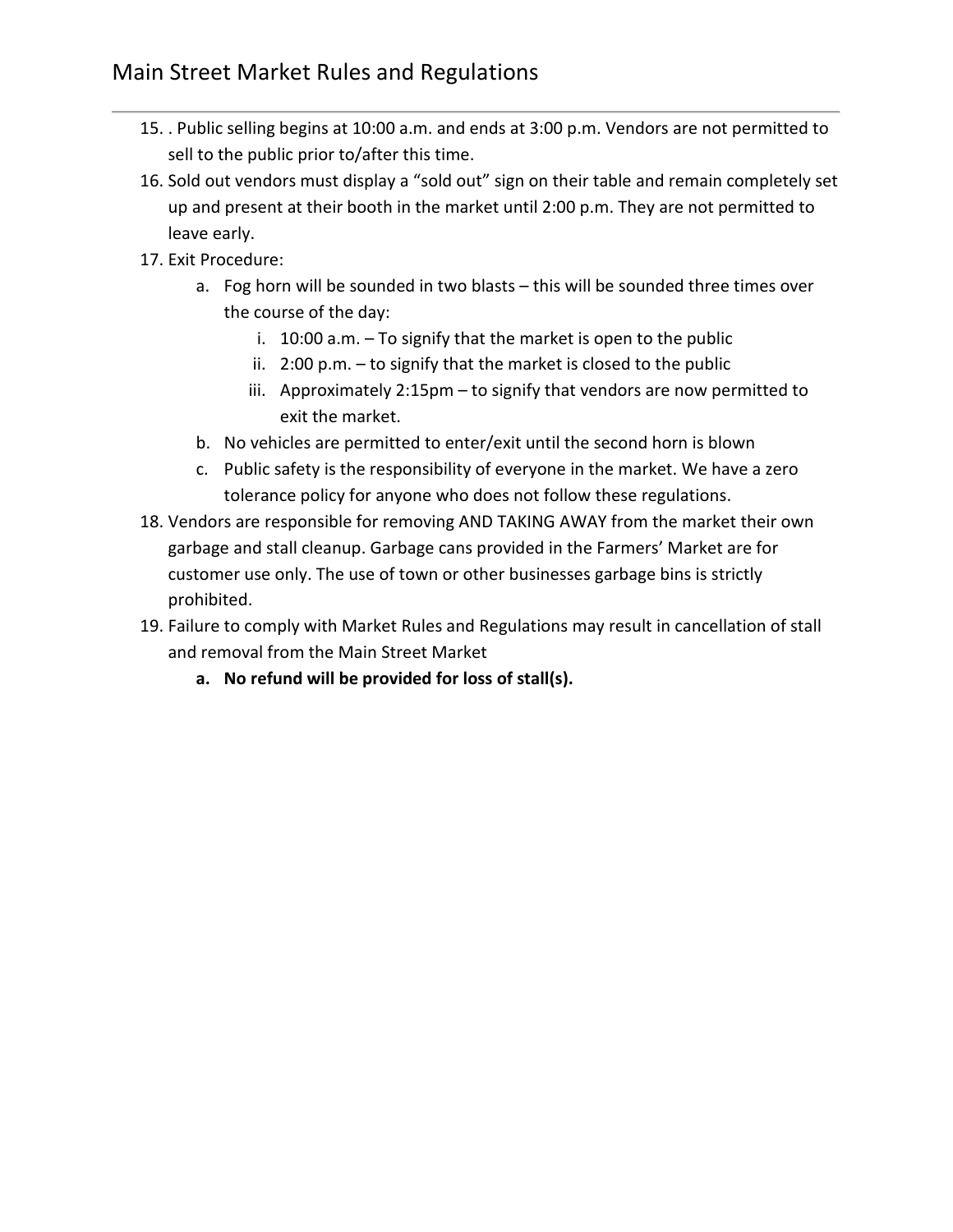15. . Public selling begins at 10:00 a.m. and ends at 3:00 p.m. Vendors are not permitted to sell to the public prior to/after this time.
16. Sold out vendors must display a "sold out" sign on their table and remain completely set up and present at their booth in the market until 2:00 p.m. They are not permitted to leave early.
17. Exit Procedure:
    a. Fog horn will be sounded in two blasts – this will be sounded three times over the course of the day:
        i. 10:00 a.m. – To signify that the market is open to the public
        ii. 2:00 p.m. – to signify that the market is closed to the public
        iii. Approximately 2:15pm – to signify that vendors are now permitted to exit the market.
    b. No vehicles are permitted to enter/exit until the second horn is blown
    c. Public safety is the responsibility of everyone in the market. We have a zero tolerance policy for anyone who does not follow these regulations.
18. Vendors are responsible for removing AND TAKING AWAY from the market their own garbage and stall cleanup. Garbage cans provided in the Farmers' Market are for customer use only. The use of town or other businesses garbage bins is strictly prohibited.
19. Failure to comply with Market Rules and Regulations may result in cancellation of stall and removal from the Main Street Market
    a. **No refund will be provided for loss of stall(s).**